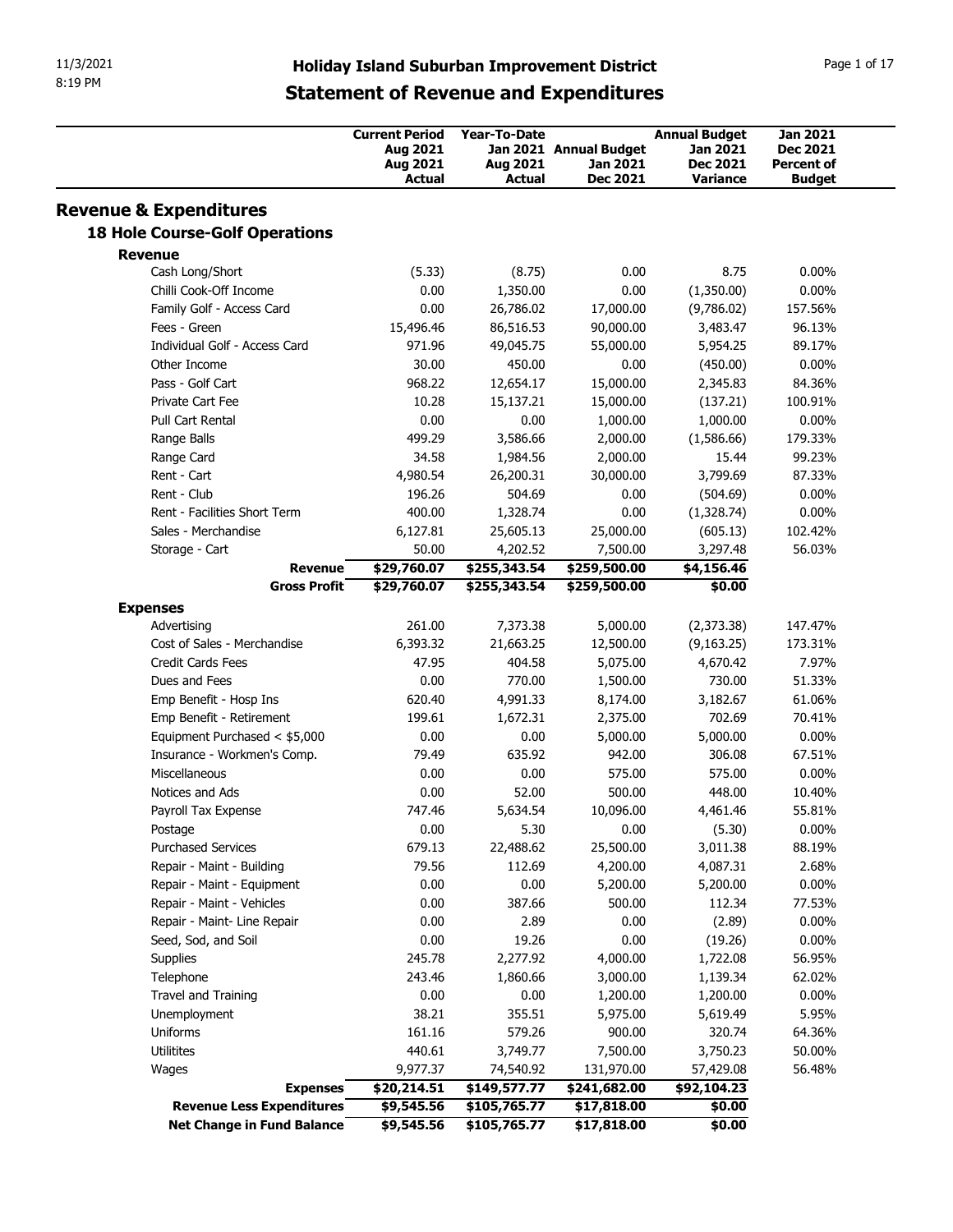# Holiday Island Suburban Improvement District

## Statement of Revenue and Expenditures

| | Current Period Aug 2021 Aug 2021 Actual | Year-To-Date Jan 2021 Aug 2021 Actual | Annual Budget Jan 2021 Dec 2021 | Annual Budget Jan 2021 Dec 2021 Variance | Jan 2021 Dec 2021 Percent of Budget |
|---|---|---|---|---|---|
| **Revenue & Expenditures** | | | | | |
| **18 Hole Course-Golf Operations** | | | | | |
| **Revenue** | | | | | |
| Cash Long/Short | (5.33) | (8.75) | 0.00 | 8.75 | 0.00% |
| Chilli Cook-Off Income | 0.00 | 1,350.00 | 0.00 | (1,350.00) | 0.00% |
| Family Golf - Access Card | 0.00 | 26,786.02 | 17,000.00 | (9,786.02) | 157.56% |
| Fees - Green | 15,496.46 | 86,516.53 | 90,000.00 | 3,483.47 | 96.13% |
| Individual Golf - Access Card | 971.96 | 49,045.75 | 55,000.00 | 5,954.25 | 89.17% |
| Other Income | 30.00 | 450.00 | 0.00 | (450.00) | 0.00% |
| Pass - Golf Cart | 968.22 | 12,654.17 | 15,000.00 | 2,345.83 | 84.36% |
| Private Cart Fee | 10.28 | 15,137.21 | 15,000.00 | (137.21) | 100.91% |
| Pull Cart Rental | 0.00 | 0.00 | 1,000.00 | 1,000.00 | 0.00% |
| Range Balls | 499.29 | 3,586.66 | 2,000.00 | (1,586.66) | 179.33% |
| Range Card | 34.58 | 1,984.56 | 2,000.00 | 15.44 | 99.23% |
| Rent - Cart | 4,980.54 | 26,200.31 | 30,000.00 | 3,799.69 | 87.33% |
| Rent - Club | 196.26 | 504.69 | 0.00 | (504.69) | 0.00% |
| Rent - Facilities Short Term | 400.00 | 1,328.74 | 0.00 | (1,328.74) | 0.00% |
| Sales - Merchandise | 6,127.81 | 25,605.13 | 25,000.00 | (605.13) | 102.42% |
| Storage - Cart | 50.00 | 4,202.52 | 7,500.00 | 3,297.48 | 56.03% |
| **Revenue** | **$29,760.07** | **$255,343.54** | **$259,500.00** | **$4,156.46** | |
| **Gross Profit** | **$29,760.07** | **$255,343.54** | **$259,500.00** | **$0.00** | |
| **Expenses** | | | | | |
| Advertising | 261.00 | 7,373.38 | 5,000.00 | (2,373.38) | 147.47% |
| Cost of Sales - Merchandise | 6,393.32 | 21,663.25 | 12,500.00 | (9,163.25) | 173.31% |
| Credit Cards Fees | 47.95 | 404.58 | 5,075.00 | 4,670.42 | 7.97% |
| Dues and Fees | 0.00 | 770.00 | 1,500.00 | 730.00 | 51.33% |
| Emp Benefit - Hosp Ins | 620.40 | 4,991.33 | 8,174.00 | 3,182.67 | 61.06% |
| Emp Benefit - Retirement | 199.61 | 1,672.31 | 2,375.00 | 702.69 | 70.41% |
| Equipment Purchased < $5,000 | 0.00 | 0.00 | 5,000.00 | 5,000.00 | 0.00% |
| Insurance - Workmen's Comp. | 79.49 | 635.92 | 942.00 | 306.08 | 67.51% |
| Miscellaneous | 0.00 | 0.00 | 575.00 | 575.00 | 0.00% |
| Notices and Ads | 0.00 | 52.00 | 500.00 | 448.00 | 10.40% |
| Payroll Tax Expense | 747.46 | 5,634.54 | 10,096.00 | 4,461.46 | 55.81% |
| Postage | 0.00 | 5.30 | 0.00 | (5.30) | 0.00% |
| Purchased Services | 679.13 | 22,488.62 | 25,500.00 | 3,011.38 | 88.19% |
| Repair - Maint - Building | 79.56 | 112.69 | 4,200.00 | 4,087.31 | 2.68% |
| Repair - Maint - Equipment | 0.00 | 0.00 | 5,200.00 | 5,200.00 | 0.00% |
| Repair - Maint - Vehicles | 0.00 | 387.66 | 500.00 | 112.34 | 77.53% |
| Repair - Maint- Line Repair | 0.00 | 2.89 | 0.00 | (2.89) | 0.00% |
| Seed, Sod, and Soil | 0.00 | 19.26 | 0.00 | (19.26) | 0.00% |
| Supplies | 245.78 | 2,277.92 | 4,000.00 | 1,722.08 | 56.95% |
| Telephone | 243.46 | 1,860.66 | 3,000.00 | 1,139.34 | 62.02% |
| Travel and Training | 0.00 | 0.00 | 1,200.00 | 1,200.00 | 0.00% |
| Unemployment | 38.21 | 355.51 | 5,975.00 | 5,619.49 | 5.95% |
| Uniforms | 161.16 | 579.26 | 900.00 | 320.74 | 64.36% |
| Utilitites | 440.61 | 3,749.77 | 7,500.00 | 3,750.23 | 50.00% |
| Wages | 9,977.37 | 74,540.92 | 131,970.00 | 57,429.08 | 56.48% |
| **Expenses** | **$20,214.51** | **$149,577.77** | **$241,682.00** | **$92,104.23** | |
| **Revenue Less Expenditures** | **$9,545.56** | **$105,765.77** | **$17,818.00** | **$0.00** | |
| **Net Change in Fund Balance** | **$9,545.56** | **$105,765.77** | **$17,818.00** | **$0.00** | |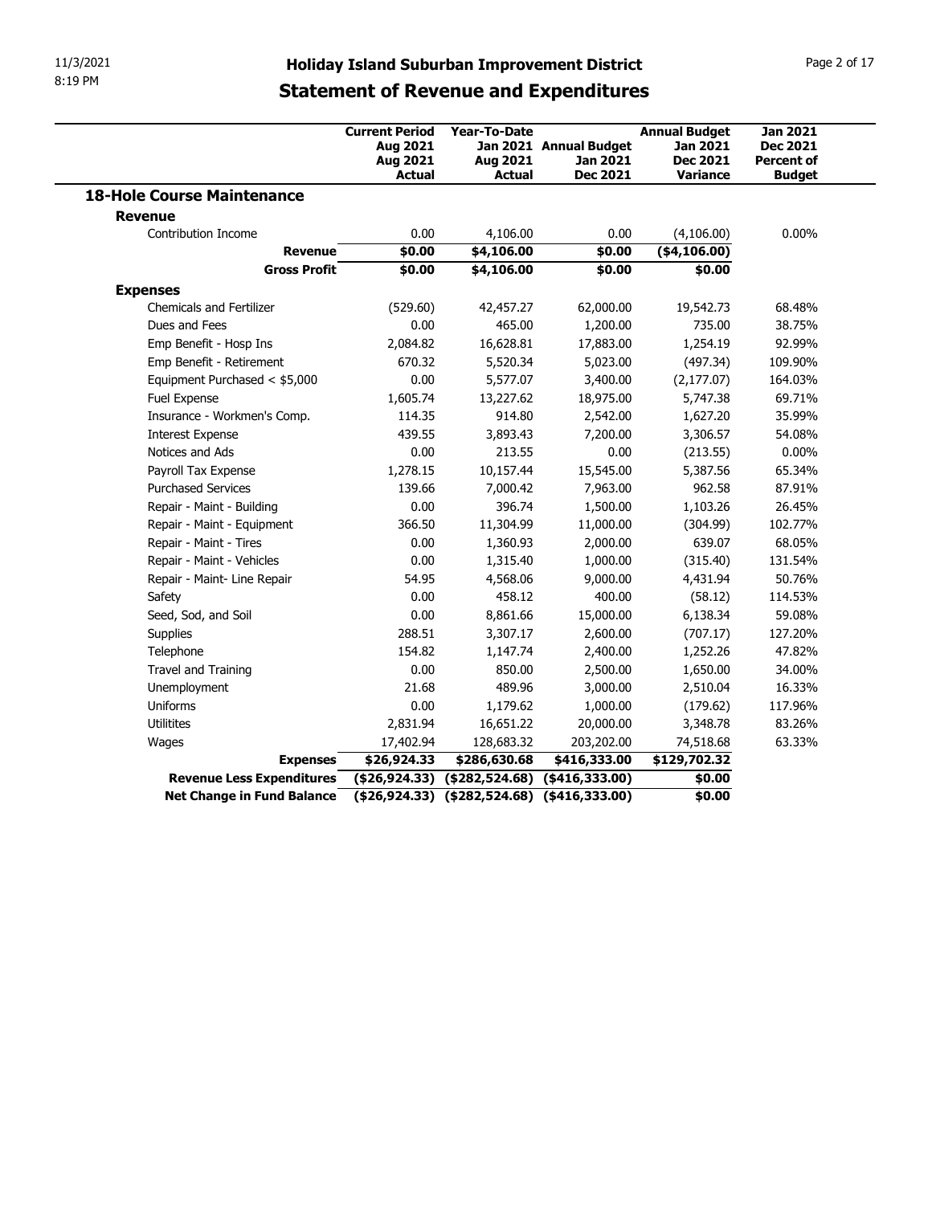# Holiday Island Suburban Improvement District

## Statement of Revenue and Expenditures

| | Current Period Aug 2021 Aug 2021 Actual | Year-To-Date Jan 2021 Aug 2021 Actual | Annual Budget Jan 2021 Dec 2021 | Annual Budget Jan 2021 Dec 2021 Variance | Jan 2021 Dec 2021 Percent of Budget |
|---|---|---|---|---|---|
| **18-Hole Course Maintenance** | | | | | |
| **Revenue** | | | | | |
| Contribution Income | 0.00 | 4,106.00 | 0.00 | (4,106.00) | 0.00% |
| **Revenue** | **$0.00** | **$4,106.00** | **$0.00** | **($4,106.00)** | |
| **Gross Profit** | **$0.00** | **$4,106.00** | **$0.00** | **$0.00** | |
| **Expenses** | | | | | |
| Chemicals and Fertilizer | (529.60) | 42,457.27 | 62,000.00 | 19,542.73 | 68.48% |
| Dues and Fees | 0.00 | 465.00 | 1,200.00 | 735.00 | 38.75% |
| Emp Benefit - Hosp Ins | 2,084.82 | 16,628.81 | 17,883.00 | 1,254.19 | 92.99% |
| Emp Benefit - Retirement | 670.32 | 5,520.34 | 5,023.00 | (497.34) | 109.90% |
| Equipment Purchased < $5,000 | 0.00 | 5,577.07 | 3,400.00 | (2,177.07) | 164.03% |
| Fuel Expense | 1,605.74 | 13,227.62 | 18,975.00 | 5,747.38 | 69.71% |
| Insurance - Workmen's Comp. | 114.35 | 914.80 | 2,542.00 | 1,627.20 | 35.99% |
| Interest Expense | 439.55 | 3,893.43 | 7,200.00 | 3,306.57 | 54.08% |
| Notices and Ads | 0.00 | 213.55 | 0.00 | (213.55) | 0.00% |
| Payroll Tax Expense | 1,278.15 | 10,157.44 | 15,545.00 | 5,387.56 | 65.34% |
| Purchased Services | 139.66 | 7,000.42 | 7,963.00 | 962.58 | 87.91% |
| Repair - Maint - Building | 0.00 | 396.74 | 1,500.00 | 1,103.26 | 26.45% |
| Repair - Maint - Equipment | 366.50 | 11,304.99 | 11,000.00 | (304.99) | 102.77% |
| Repair - Maint - Tires | 0.00 | 1,360.93 | 2,000.00 | 639.07 | 68.05% |
| Repair - Maint - Vehicles | 0.00 | 1,315.40 | 1,000.00 | (315.40) | 131.54% |
| Repair - Maint- Line Repair | 54.95 | 4,568.06 | 9,000.00 | 4,431.94 | 50.76% |
| Safety | 0.00 | 458.12 | 400.00 | (58.12) | 114.53% |
| Seed, Sod, and Soil | 0.00 | 8,861.66 | 15,000.00 | 6,138.34 | 59.08% |
| Supplies | 288.51 | 3,307.17 | 2,600.00 | (707.17) | 127.20% |
| Telephone | 154.82 | 1,147.74 | 2,400.00 | 1,252.26 | 47.82% |
| Travel and Training | 0.00 | 850.00 | 2,500.00 | 1,650.00 | 34.00% |
| Unemployment | 21.68 | 489.96 | 3,000.00 | 2,510.04 | 16.33% |
| Uniforms | 0.00 | 1,179.62 | 1,000.00 | (179.62) | 117.96% |
| Utilitites | 2,831.94 | 16,651.22 | 20,000.00 | 3,348.78 | 83.26% |
| Wages | 17,402.94 | 128,683.32 | 203,202.00 | 74,518.68 | 63.33% |
| **Expenses** | **$26,924.33** | **$286,630.68** | **$416,333.00** | **$129,702.32** | |
| **Revenue Less Expenditures** | **($26,924.33)** | **($282,524.68)** | **($416,333.00)** | **$0.00** | |
| **Net Change in Fund Balance** | **($26,924.33)** | **($282,524.68)** | **($416,333.00)** | **$0.00** | |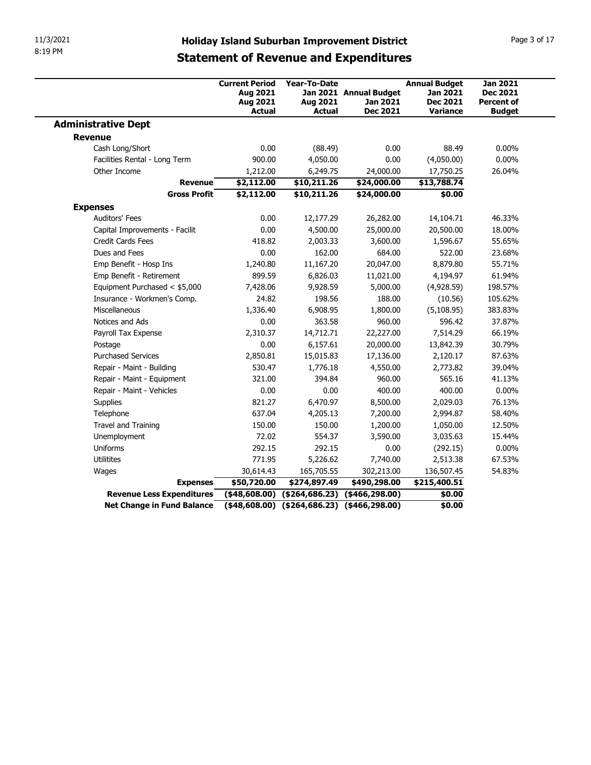# Holiday Island Suburban Improvement District

## Statement of Revenue and Expenditures

| | Current Period Aug 2021 Aug 2021 Actual | Year-To-Date Jan 2021 Aug 2021 Actual | Annual Budget Jan 2021 Dec 2021 | Annual Budget Jan 2021 Dec 2021 Variance | Jan 2021 Dec 2021 Percent of Budget |
|---|---|---|---|---|---|
| **Administrative Dept** | | | | | |
| **Revenue** | | | | | |
| Cash Long/Short | 0.00 | (88.49) | 0.00 | 88.49 | 0.00% |
| Facilities Rental - Long Term | 900.00 | 4,050.00 | 0.00 | (4,050.00) | 0.00% |
| Other Income | 1,212.00 | 6,249.75 | 24,000.00 | 17,750.25 | 26.04% |
| **Revenue** | **$2,112.00** | **$10,211.26** | **$24,000.00** | **$13,788.74** | |
| **Gross Profit** | **$2,112.00** | **$10,211.26** | **$24,000.00** | **$0.00** | |
| **Expenses** | | | | | |
| Auditors' Fees | 0.00 | 12,177.29 | 26,282.00 | 14,104.71 | 46.33% |
| Capital Improvements - Facilit | 0.00 | 4,500.00 | 25,000.00 | 20,500.00 | 18.00% |
| Credit Cards Fees | 418.82 | 2,003.33 | 3,600.00 | 1,596.67 | 55.65% |
| Dues and Fees | 0.00 | 162.00 | 684.00 | 522.00 | 23.68% |
| Emp Benefit - Hosp Ins | 1,240.80 | 11,167.20 | 20,047.00 | 8,879.80 | 55.71% |
| Emp Benefit - Retirement | 899.59 | 6,826.03 | 11,021.00 | 4,194.97 | 61.94% |
| Equipment Purchased < $5,000 | 7,428.06 | 9,928.59 | 5,000.00 | (4,928.59) | 198.57% |
| Insurance - Workmen's Comp. | 24.82 | 198.56 | 188.00 | (10.56) | 105.62% |
| Miscellaneous | 1,336.40 | 6,908.95 | 1,800.00 | (5,108.95) | 383.83% |
| Notices and Ads | 0.00 | 363.58 | 960.00 | 596.42 | 37.87% |
| Payroll Tax Expense | 2,310.37 | 14,712.71 | 22,227.00 | 7,514.29 | 66.19% |
| Postage | 0.00 | 6,157.61 | 20,000.00 | 13,842.39 | 30.79% |
| Purchased Services | 2,850.81 | 15,015.83 | 17,136.00 | 2,120.17 | 87.63% |
| Repair - Maint - Building | 530.47 | 1,776.18 | 4,550.00 | 2,773.82 | 39.04% |
| Repair - Maint - Equipment | 321.00 | 394.84 | 960.00 | 565.16 | 41.13% |
| Repair - Maint - Vehicles | 0.00 | 0.00 | 400.00 | 400.00 | 0.00% |
| Supplies | 821.27 | 6,470.97 | 8,500.00 | 2,029.03 | 76.13% |
| Telephone | 637.04 | 4,205.13 | 7,200.00 | 2,994.87 | 58.40% |
| Travel and Training | 150.00 | 150.00 | 1,200.00 | 1,050.00 | 12.50% |
| Unemployment | 72.02 | 554.37 | 3,590.00 | 3,035.63 | 15.44% |
| Uniforms | 292.15 | 292.15 | 0.00 | (292.15) | 0.00% |
| Utilitites | 771.95 | 5,226.62 | 7,740.00 | 2,513.38 | 67.53% |
| Wages | 30,614.43 | 165,705.55 | 302,213.00 | 136,507.45 | 54.83% |
| **Expenses** | **$50,720.00** | **$274,897.49** | **$490,298.00** | **$215,400.51** | |
| **Revenue Less Expenditures** | **($48,608.00)** | **($264,686.23)** | **($466,298.00)** | **$0.00** | |
| **Net Change in Fund Balance** | **($48,608.00)** | **($264,686.23)** | **($466,298.00)** | **$0.00** | |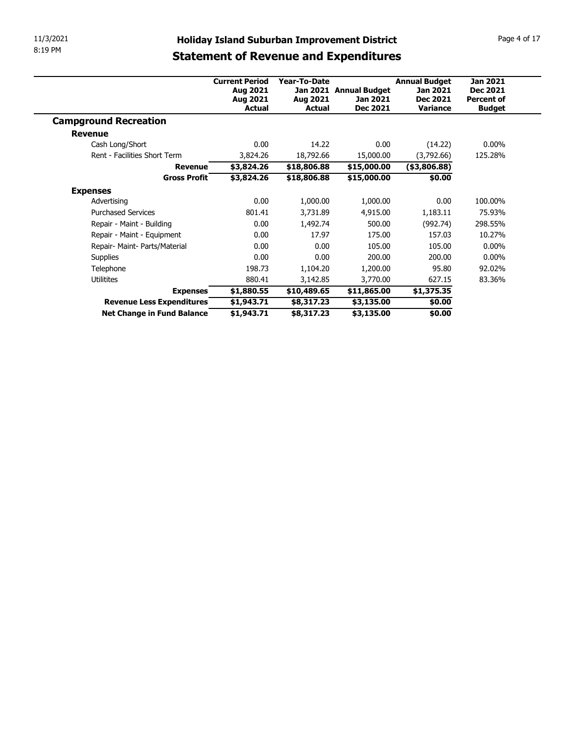# Holiday Island Suburban Improvement District

## Statement of Revenue and Expenditures

| | Current Period Aug 2021 Aug 2021 Actual | Year-To-Date Jan 2021 Aug 2021 Actual | Annual Budget Jan 2021 Dec 2021 | Annual Budget Jan 2021 Dec 2021 Variance | Jan 2021 Dec 2021 Percent of Budget |
|---|---|---|---|---|---|
| **Campground Recreation** | | | | | |
| **Revenue** | | | | | |
| Cash Long/Short | 0.00 | 14.22 | 0.00 | (14.22) | 0.00% |
| Rent - Facilities Short Term | 3,824.26 | 18,792.66 | 15,000.00 | (3,792.66) | 125.28% |
| **Revenue** | **$3,824.26** | **$18,806.88** | **$15,000.00** | **($3,806.88)** | |
| **Gross Profit** | **$3,824.26** | **$18,806.88** | **$15,000.00** | **$0.00** | |
| **Expenses** | | | | | |
| Advertising | 0.00 | 1,000.00 | 1,000.00 | 0.00 | 100.00% |
| Purchased Services | 801.41 | 3,731.89 | 4,915.00 | 1,183.11 | 75.93% |
| Repair - Maint - Building | 0.00 | 1,492.74 | 500.00 | (992.74) | 298.55% |
| Repair - Maint - Equipment | 0.00 | 17.97 | 175.00 | 157.03 | 10.27% |
| Repair- Maint- Parts/Material | 0.00 | 0.00 | 105.00 | 105.00 | 0.00% |
| Supplies | 0.00 | 0.00 | 200.00 | 200.00 | 0.00% |
| Telephone | 198.73 | 1,104.20 | 1,200.00 | 95.80 | 92.02% |
| Utilitites | 880.41 | 3,142.85 | 3,770.00 | 627.15 | 83.36% |
| **Expenses** | **$1,880.55** | **$10,489.65** | **$11,865.00** | **$1,375.35** | |
| **Revenue Less Expenditures** | **$1,943.71** | **$8,317.23** | **$3,135.00** | **$0.00** | |
| **Net Change in Fund Balance** | **$1,943.71** | **$8,317.23** | **$3,135.00** | **$0.00** | |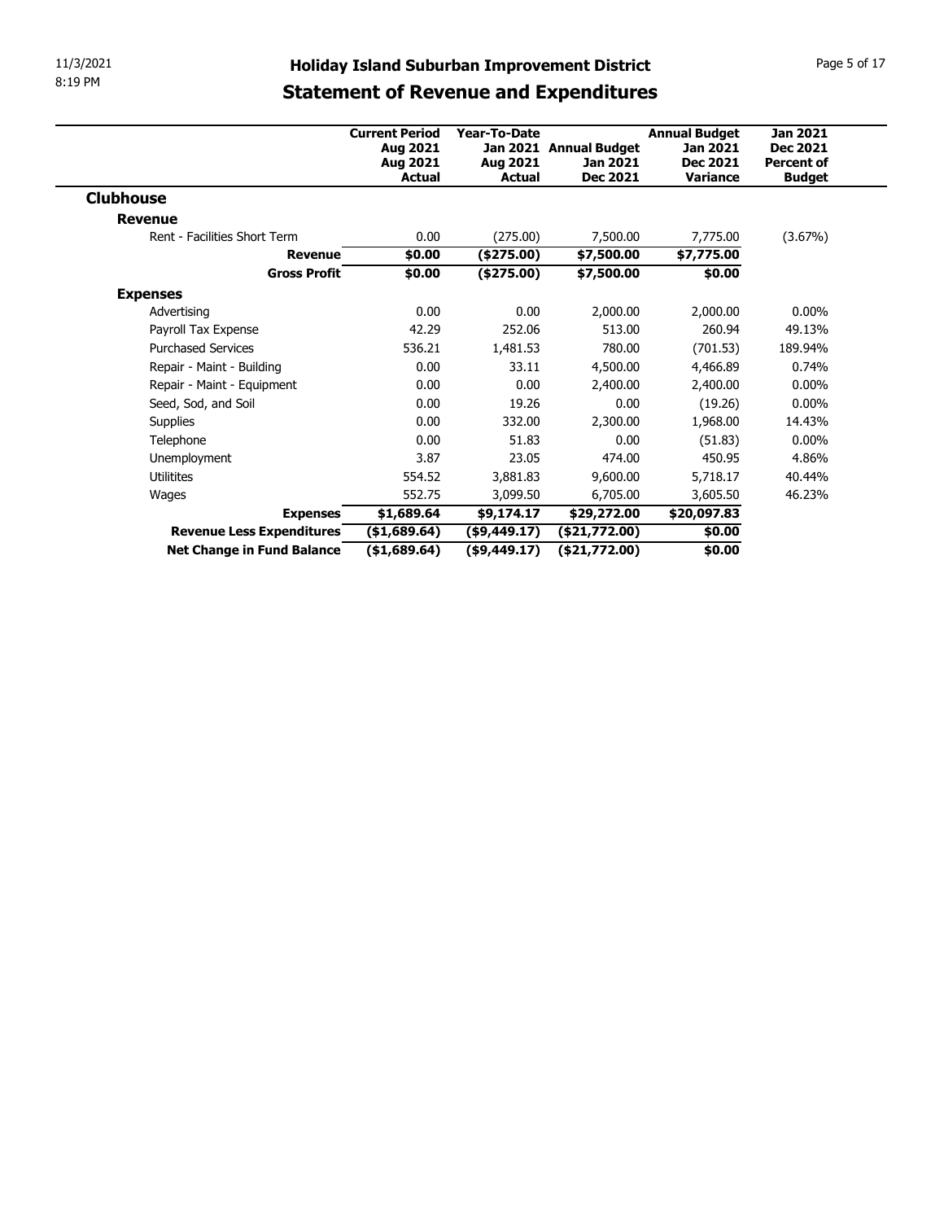# Holiday Island Suburban Improvement District

## Statement of Revenue and Expenditures

| | Current Period Aug 2021 Aug 2021 Actual | Year-To-Date Jan 2021 Aug 2021 Actual | Annual Budget Jan 2021 Dec 2021 | Annual Budget Jan 2021 Dec 2021 Variance | Jan 2021 Dec 2021 Percent of Budget |
|---|---|---|---|---|---|
| **Clubhouse** | | | | | |
| **Revenue** | | | | | |
| Rent - Facilities Short Term | 0.00 | (275.00) | 7,500.00 | 7,775.00 | (3.67%) |
| **Revenue** | **$0.00** | **($275.00)** | **$7,500.00** | **$7,775.00** | |
| **Gross Profit** | **$0.00** | **($275.00)** | **$7,500.00** | **$0.00** | |
| **Expenses** | | | | | |
| Advertising | 0.00 | 0.00 | 2,000.00 | 2,000.00 | 0.00% |
| Payroll Tax Expense | 42.29 | 252.06 | 513.00 | 260.94 | 49.13% |
| Purchased Services | 536.21 | 1,481.53 | 780.00 | (701.53) | 189.94% |
| Repair - Maint - Building | 0.00 | 33.11 | 4,500.00 | 4,466.89 | 0.74% |
| Repair - Maint - Equipment | 0.00 | 0.00 | 2,400.00 | 2,400.00 | 0.00% |
| Seed, Sod, and Soil | 0.00 | 19.26 | 0.00 | (19.26) | 0.00% |
| Supplies | 0.00 | 332.00 | 2,300.00 | 1,968.00 | 14.43% |
| Telephone | 0.00 | 51.83 | 0.00 | (51.83) | 0.00% |
| Unemployment | 3.87 | 23.05 | 474.00 | 450.95 | 4.86% |
| Utilitites | 554.52 | 3,881.83 | 9,600.00 | 5,718.17 | 40.44% |
| Wages | 552.75 | 3,099.50 | 6,705.00 | 3,605.50 | 46.23% |
| **Expenses** | **$1,689.64** | **$9,174.17** | **$29,272.00** | **$20,097.83** | |
| **Revenue Less Expenditures** | **($1,689.64)** | **($9,449.17)** | **($21,772.00)** | **$0.00** | |
| **Net Change in Fund Balance** | **($1,689.64)** | **($9,449.17)** | **($21,772.00)** | **$0.00** | |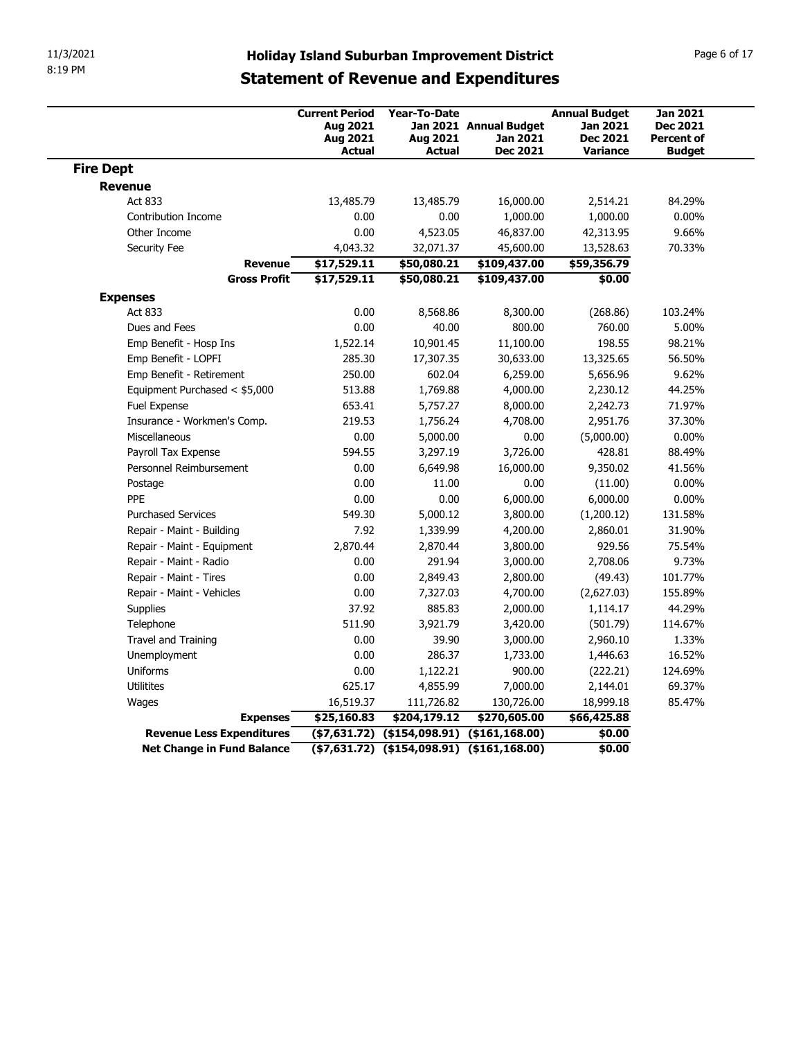# Holiday Island Suburban Improvement District

## Statement of Revenue and Expenditures

| | Current Period Aug 2021 Aug 2021 Actual | Year-To-Date Jan 2021 Aug 2021 Actual | Annual Budget Jan 2021 Dec 2021 | Annual Budget Jan 2021 Dec 2021 Variance | Jan 2021 Dec 2021 Percent of Budget |
|---|---|---|---|---|---|
| **Fire Dept** | | | | | |
| **Revenue** | | | | | |
| Act 833 | 13,485.79 | 13,485.79 | 16,000.00 | 2,514.21 | 84.29% |
| Contribution Income | 0.00 | 0.00 | 1,000.00 | 1,000.00 | 0.00% |
| Other Income | 0.00 | 4,523.05 | 46,837.00 | 42,313.95 | 9.66% |
| Security Fee | 4,043.32 | 32,071.37 | 45,600.00 | 13,528.63 | 70.33% |
| **Revenue** | **$17,529.11** | **$50,080.21** | **$109,437.00** | **$59,356.79** | |
| **Gross Profit** | **$17,529.11** | **$50,080.21** | **$109,437.00** | **$0.00** | |
| **Expenses** | | | | | |
| Act 833 | 0.00 | 8,568.86 | 8,300.00 | (268.86) | 103.24% |
| Dues and Fees | 0.00 | 40.00 | 800.00 | 760.00 | 5.00% |
| Emp Benefit - Hosp Ins | 1,522.14 | 10,901.45 | 11,100.00 | 198.55 | 98.21% |
| Emp Benefit - LOPFI | 285.30 | 17,307.35 | 30,633.00 | 13,325.65 | 56.50% |
| Emp Benefit - Retirement | 250.00 | 602.04 | 6,259.00 | 5,656.96 | 9.62% |
| Equipment Purchased < $5,000 | 513.88 | 1,769.88 | 4,000.00 | 2,230.12 | 44.25% |
| Fuel Expense | 653.41 | 5,757.27 | 8,000.00 | 2,242.73 | 71.97% |
| Insurance - Workmen's Comp. | 219.53 | 1,756.24 | 4,708.00 | 2,951.76 | 37.30% |
| Miscellaneous | 0.00 | 5,000.00 | 0.00 | (5,000.00) | 0.00% |
| Payroll Tax Expense | 594.55 | 3,297.19 | 3,726.00 | 428.81 | 88.49% |
| Personnel Reimbursement | 0.00 | 6,649.98 | 16,000.00 | 9,350.02 | 41.56% |
| Postage | 0.00 | 11.00 | 0.00 | (11.00) | 0.00% |
| PPE | 0.00 | 0.00 | 6,000.00 | 6,000.00 | 0.00% |
| Purchased Services | 549.30 | 5,000.12 | 3,800.00 | (1,200.12) | 131.58% |
| Repair - Maint - Building | 7.92 | 1,339.99 | 4,200.00 | 2,860.01 | 31.90% |
| Repair - Maint - Equipment | 2,870.44 | 2,870.44 | 3,800.00 | 929.56 | 75.54% |
| Repair - Maint - Radio | 0.00 | 291.94 | 3,000.00 | 2,708.06 | 9.73% |
| Repair - Maint - Tires | 0.00 | 2,849.43 | 2,800.00 | (49.43) | 101.77% |
| Repair - Maint - Vehicles | 0.00 | 7,327.03 | 4,700.00 | (2,627.03) | 155.89% |
| Supplies | 37.92 | 885.83 | 2,000.00 | 1,114.17 | 44.29% |
| Telephone | 511.90 | 3,921.79 | 3,420.00 | (501.79) | 114.67% |
| Travel and Training | 0.00 | 39.90 | 3,000.00 | 2,960.10 | 1.33% |
| Unemployment | 0.00 | 286.37 | 1,733.00 | 1,446.63 | 16.52% |
| Uniforms | 0.00 | 1,122.21 | 900.00 | (222.21) | 124.69% |
| Utilitites | 625.17 | 4,855.99 | 7,000.00 | 2,144.01 | 69.37% |
| Wages | 16,519.37 | 111,726.82 | 130,726.00 | 18,999.18 | 85.47% |
| **Expenses** | **$25,160.83** | **$204,179.12** | **$270,605.00** | **$66,425.88** | |
| **Revenue Less Expenditures** | **($7,631.72)** | **($154,098.91)** | **($161,168.00)** | **$0.00** | |
| **Net Change in Fund Balance** | **($7,631.72)** | **($154,098.91)** | **($161,168.00)** | **$0.00** | |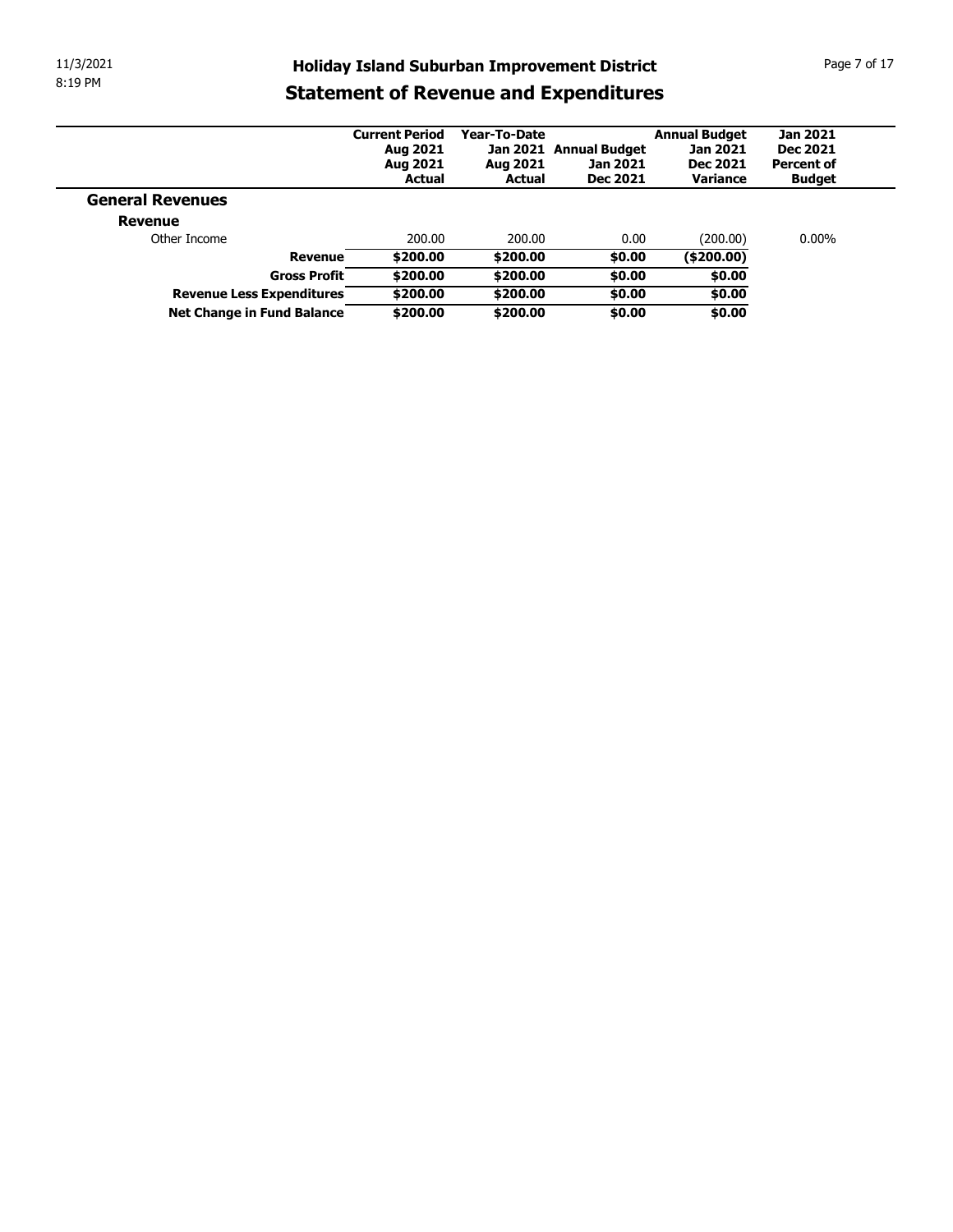# Holiday Island Suburban Improvement District

## Statement of Revenue and Expenditures

| | Current Period Aug 2021 Aug 2021 Actual | Year-To-Date Jan 2021 Aug 2021 Actual | Annual Budget Jan 2021 Dec 2021 | Annual Budget Jan 2021 Dec 2021 Variance | Jan 2021 Dec 2021 Percent of Budget |
|---|---|---|---|---|---|
| **General Revenues** | | | | | |
| **Revenue** | | | | | |
| Other Income | 200.00 | 200.00 | 0.00 | (200.00) | 0.00% |
| **Revenue** | **$200.00** | **$200.00** | **$0.00** | **($200.00)** | |
| **Gross Profit** | **$200.00** | **$200.00** | **$0.00** | **$0.00** | |
| **Revenue Less Expenditures** | **$200.00** | **$200.00** | **$0.00** | **$0.00** | |
| **Net Change in Fund Balance** | **$200.00** | **$200.00** | **$0.00** | **$0.00** | |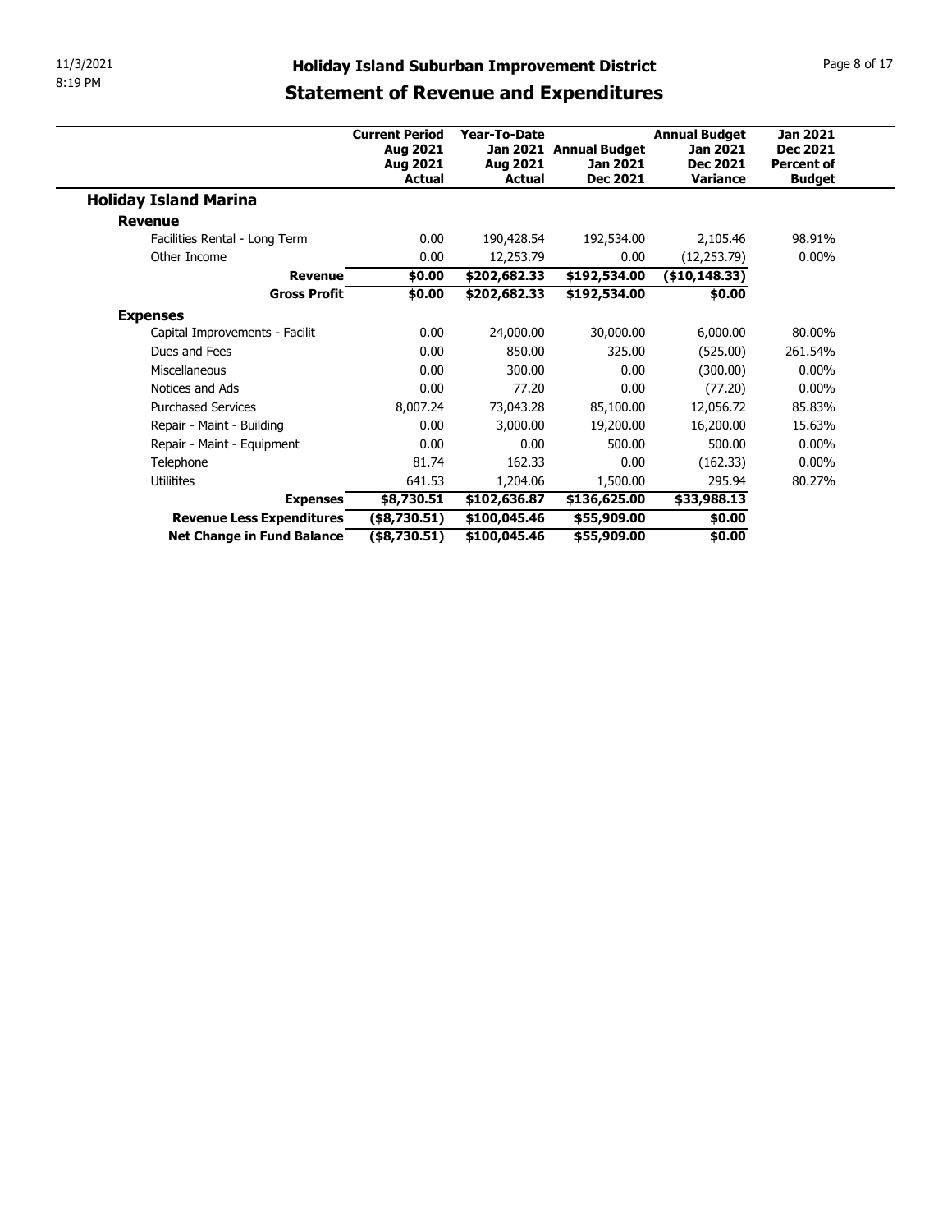# Holiday Island Suburban Improvement District

## Statement of Revenue and Expenditures

| | Current Period Aug 2021 Aug 2021 Actual | Year-To-Date Jan 2021 Aug 2021 Actual | Annual Budget Jan 2021 Dec 2021 | Annual Budget Jan 2021 Dec 2021 Variance | Jan 2021 Dec 2021 Percent of Budget |
|---|---|---|---|---|---|
| **Holiday Island Marina** | | | | | |
| **Revenue** | | | | | |
| Facilities Rental - Long Term | 0.00 | 190,428.54 | 192,534.00 | 2,105.46 | 98.91% |
| Other Income | 0.00 | 12,253.79 | 0.00 | (12,253.79) | 0.00% |
| **Revenue** | **$0.00** | **$202,682.33** | **$192,534.00** | **($10,148.33)** | |
| **Gross Profit** | **$0.00** | **$202,682.33** | **$192,534.00** | **$0.00** | |
| **Expenses** | | | | | |
| Capital Improvements - Facilit | 0.00 | 24,000.00 | 30,000.00 | 6,000.00 | 80.00% |
| Dues and Fees | 0.00 | 850.00 | 325.00 | (525.00) | 261.54% |
| Miscellaneous | 0.00 | 300.00 | 0.00 | (300.00) | 0.00% |
| Notices and Ads | 0.00 | 77.20 | 0.00 | (77.20) | 0.00% |
| Purchased Services | 8,007.24 | 73,043.28 | 85,100.00 | 12,056.72 | 85.83% |
| Repair - Maint - Building | 0.00 | 3,000.00 | 19,200.00 | 16,200.00 | 15.63% |
| Repair - Maint - Equipment | 0.00 | 0.00 | 500.00 | 500.00 | 0.00% |
| Telephone | 81.74 | 162.33 | 0.00 | (162.33) | 0.00% |
| Utilitites | 641.53 | 1,204.06 | 1,500.00 | 295.94 | 80.27% |
| **Expenses** | **$8,730.51** | **$102,636.87** | **$136,625.00** | **$33,988.13** | |
| **Revenue Less Expenditures** | **($8,730.51)** | **$100,045.46** | **$55,909.00** | **$0.00** | |
| **Net Change in Fund Balance** | **($8,730.51)** | **$100,045.46** | **$55,909.00** | **$0.00** | |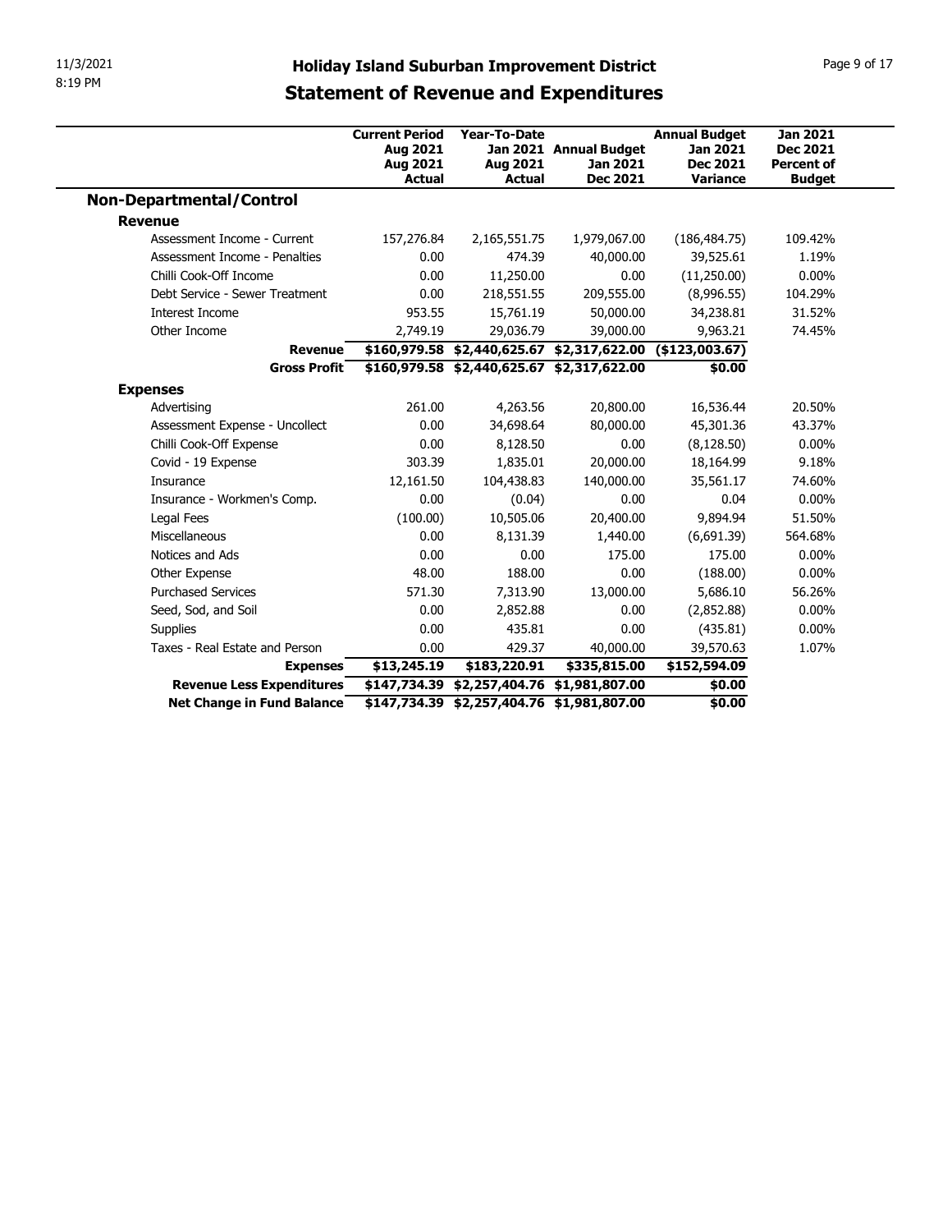# Holiday Island Suburban Improvement District

## Statement of Revenue and Expenditures

| | Current Period Aug 2021 Aug 2021 Actual | Year-To-Date Jan 2021 Aug 2021 Actual | Annual Budget Jan 2021 Dec 2021 | Annual Budget Jan 2021 Dec 2021 Variance | Jan 2021 Dec 2021 Percent of Budget |
|---|---|---|---|---|---|
| **Non-Departmental/Control** | | | | | |
| **Revenue** | | | | | |
| Assessment Income - Current | 157,276.84 | 2,165,551.75 | 1,979,067.00 | (186,484.75) | 109.42% |
| Assessment Income - Penalties | 0.00 | 474.39 | 40,000.00 | 39,525.61 | 1.19% |
| Chilli Cook-Off Income | 0.00 | 11,250.00 | 0.00 | (11,250.00) | 0.00% |
| Debt Service - Sewer Treatment | 0.00 | 218,551.55 | 209,555.00 | (8,996.55) | 104.29% |
| Interest Income | 953.55 | 15,761.19 | 50,000.00 | 34,238.81 | 31.52% |
| Other Income | 2,749.19 | 29,036.79 | 39,000.00 | 9,963.21 | 74.45% |
| **Revenue** | **$160,979.58** | **$2,440,625.67** | **$2,317,622.00** | **($123,003.67)** | |
| **Gross Profit** | **$160,979.58** | **$2,440,625.67** | **$2,317,622.00** | **$0.00** | |
| **Expenses** | | | | | |
| Advertising | 261.00 | 4,263.56 | 20,800.00 | 16,536.44 | 20.50% |
| Assessment Expense - Uncollect | 0.00 | 34,698.64 | 80,000.00 | 45,301.36 | 43.37% |
| Chilli Cook-Off Expense | 0.00 | 8,128.50 | 0.00 | (8,128.50) | 0.00% |
| Covid - 19 Expense | 303.39 | 1,835.01 | 20,000.00 | 18,164.99 | 9.18% |
| Insurance | 12,161.50 | 104,438.83 | 140,000.00 | 35,561.17 | 74.60% |
| Insurance - Workmen's Comp. | 0.00 | (0.04) | 0.00 | 0.04 | 0.00% |
| Legal Fees | (100.00) | 10,505.06 | 20,400.00 | 9,894.94 | 51.50% |
| Miscellaneous | 0.00 | 8,131.39 | 1,440.00 | (6,691.39) | 564.68% |
| Notices and Ads | 0.00 | 0.00 | 175.00 | 175.00 | 0.00% |
| Other Expense | 48.00 | 188.00 | 0.00 | (188.00) | 0.00% |
| Purchased Services | 571.30 | 7,313.90 | 13,000.00 | 5,686.10 | 56.26% |
| Seed, Sod, and Soil | 0.00 | 2,852.88 | 0.00 | (2,852.88) | 0.00% |
| Supplies | 0.00 | 435.81 | 0.00 | (435.81) | 0.00% |
| Taxes - Real Estate and Person | 0.00 | 429.37 | 40,000.00 | 39,570.63 | 1.07% |
| **Expenses** | **$13,245.19** | **$183,220.91** | **$335,815.00** | **$152,594.09** | |
| **Revenue Less Expenditures** | **$147,734.39** | **$2,257,404.76** | **$1,981,807.00** | **$0.00** | |
| **Net Change in Fund Balance** | **$147,734.39** | **$2,257,404.76** | **$1,981,807.00** | **$0.00** | |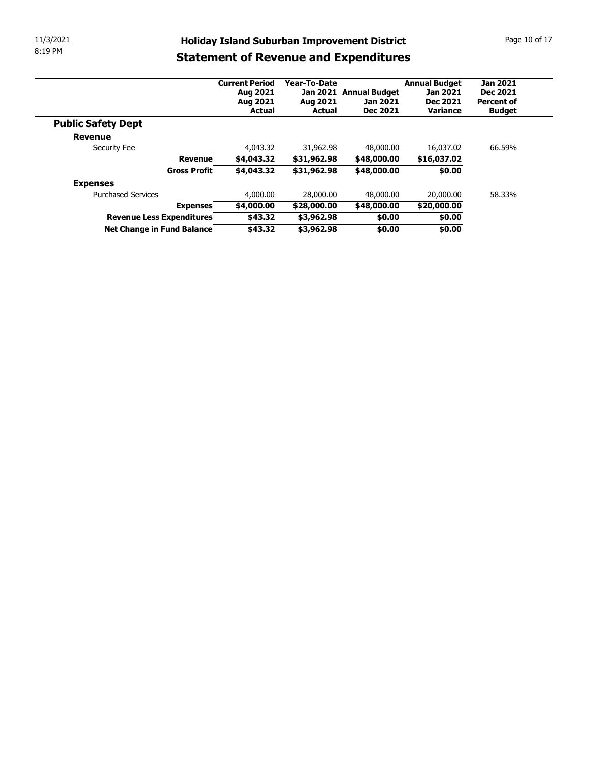# Holiday Island Suburban Improvement District

## Statement of Revenue and Expenditures

| | Current Period Aug 2021 Aug 2021 Actual | Year-To-Date Jan 2021 Aug 2021 Actual | Annual Budget Jan 2021 Dec 2021 | Annual Budget Jan 2021 Dec 2021 Variance | Jan 2021 Dec 2021 Percent of Budget |
|---|---|---|---|---|---|
| **Public Safety Dept** | | | | | |
| **Revenue** | | | | | |
| Security Fee | 4,043.32 | 31,962.98 | 48,000.00 | 16,037.02 | 66.59% |
| **Revenue** | **$4,043.32** | **$31,962.98** | **$48,000.00** | **$16,037.02** | |
| **Gross Profit** | **$4,043.32** | **$31,962.98** | **$48,000.00** | **$0.00** | |
| **Expenses** | | | | | |
| Purchased Services | 4,000.00 | 28,000.00 | 48,000.00 | 20,000.00 | 58.33% |
| **Expenses** | **$4,000.00** | **$28,000.00** | **$48,000.00** | **$20,000.00** | |
| **Revenue Less Expenditures** | **$43.32** | **$3,962.98** | **$0.00** | **$0.00** | |
| **Net Change in Fund Balance** | **$43.32** | **$3,962.98** | **$0.00** | **$0.00** | |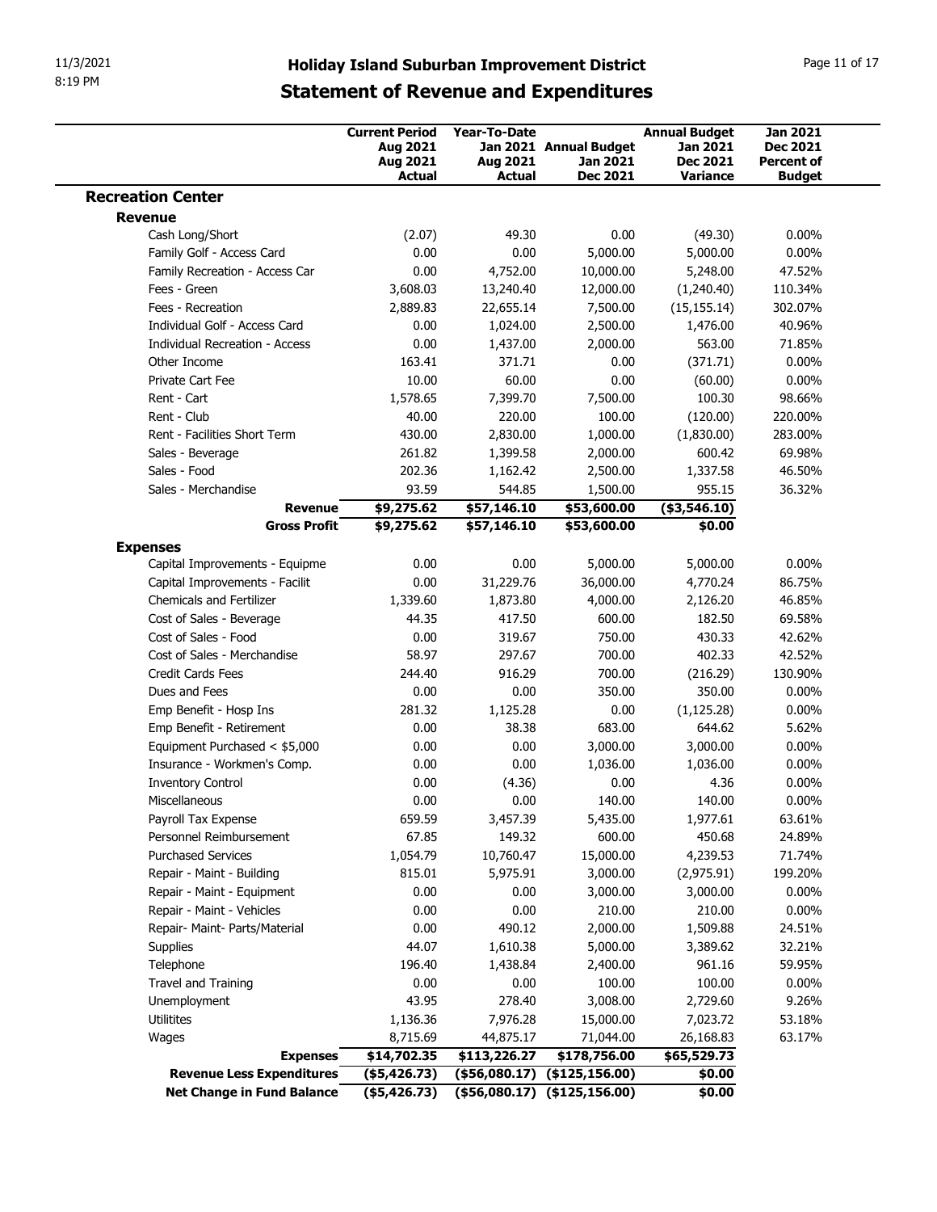# Holiday Island Suburban Improvement District

## Statement of Revenue and Expenditures

| | Current Period Aug 2021 Aug 2021 Actual | Year-To-Date Jan 2021 Aug 2021 Actual | Annual Budget Jan 2021 Dec 2021 | Annual Budget Jan 2021 Dec 2021 Variance | Jan 2021 Dec 2021 Percent of Budget |
|---|---|---|---|---|---|
| **Recreation Center** | | | | | |
| **Revenue** | | | | | |
| Cash Long/Short | (2.07) | 49.30 | 0.00 | (49.30) | 0.00% |
| Family Golf - Access Card | 0.00 | 0.00 | 5,000.00 | 5,000.00 | 0.00% |
| Family Recreation - Access Car | 0.00 | 4,752.00 | 10,000.00 | 5,248.00 | 47.52% |
| Fees - Green | 3,608.03 | 13,240.40 | 12,000.00 | (1,240.40) | 110.34% |
| Fees - Recreation | 2,889.83 | 22,655.14 | 7,500.00 | (15,155.14) | 302.07% |
| Individual Golf - Access Card | 0.00 | 1,024.00 | 2,500.00 | 1,476.00 | 40.96% |
| Individual Recreation - Access | 0.00 | 1,437.00 | 2,000.00 | 563.00 | 71.85% |
| Other Income | 163.41 | 371.71 | 0.00 | (371.71) | 0.00% |
| Private Cart Fee | 10.00 | 60.00 | 0.00 | (60.00) | 0.00% |
| Rent - Cart | 1,578.65 | 7,399.70 | 7,500.00 | 100.30 | 98.66% |
| Rent - Club | 40.00 | 220.00 | 100.00 | (120.00) | 220.00% |
| Rent - Facilities Short Term | 430.00 | 2,830.00 | 1,000.00 | (1,830.00) | 283.00% |
| Sales - Beverage | 261.82 | 1,399.58 | 2,000.00 | 600.42 | 69.98% |
| Sales - Food | 202.36 | 1,162.42 | 2,500.00 | 1,337.58 | 46.50% |
| Sales - Merchandise | 93.59 | 544.85 | 1,500.00 | 955.15 | 36.32% |
| **Revenue** | **$9,275.62** | **$57,146.10** | **$53,600.00** | **($3,546.10)** | |
| **Gross Profit** | **$9,275.62** | **$57,146.10** | **$53,600.00** | **$0.00** | |
| **Expenses** | | | | | |
| Capital Improvements - Equipme | 0.00 | 0.00 | 5,000.00 | 5,000.00 | 0.00% |
| Capital Improvements - Facilit | 0.00 | 31,229.76 | 36,000.00 | 4,770.24 | 86.75% |
| Chemicals and Fertilizer | 1,339.60 | 1,873.80 | 4,000.00 | 2,126.20 | 46.85% |
| Cost of Sales - Beverage | 44.35 | 417.50 | 600.00 | 182.50 | 69.58% |
| Cost of Sales - Food | 0.00 | 319.67 | 750.00 | 430.33 | 42.62% |
| Cost of Sales - Merchandise | 58.97 | 297.67 | 700.00 | 402.33 | 42.52% |
| Credit Cards Fees | 244.40 | 916.29 | 700.00 | (216.29) | 130.90% |
| Dues and Fees | 0.00 | 0.00 | 350.00 | 350.00 | 0.00% |
| Emp Benefit - Hosp Ins | 281.32 | 1,125.28 | 0.00 | (1,125.28) | 0.00% |
| Emp Benefit - Retirement | 0.00 | 38.38 | 683.00 | 644.62 | 5.62% |
| Equipment Purchased < $5,000 | 0.00 | 0.00 | 3,000.00 | 3,000.00 | 0.00% |
| Insurance - Workmen's Comp. | 0.00 | 0.00 | 1,036.00 | 1,036.00 | 0.00% |
| Inventory Control | 0.00 | (4.36) | 0.00 | 4.36 | 0.00% |
| Miscellaneous | 0.00 | 0.00 | 140.00 | 140.00 | 0.00% |
| Payroll Tax Expense | 659.59 | 3,457.39 | 5,435.00 | 1,977.61 | 63.61% |
| Personnel Reimbursement | 67.85 | 149.32 | 600.00 | 450.68 | 24.89% |
| Purchased Services | 1,054.79 | 10,760.47 | 15,000.00 | 4,239.53 | 71.74% |
| Repair - Maint - Building | 815.01 | 5,975.91 | 3,000.00 | (2,975.91) | 199.20% |
| Repair - Maint - Equipment | 0.00 | 0.00 | 3,000.00 | 3,000.00 | 0.00% |
| Repair - Maint - Vehicles | 0.00 | 0.00 | 210.00 | 210.00 | 0.00% |
| Repair- Maint- Parts/Material | 0.00 | 490.12 | 2,000.00 | 1,509.88 | 24.51% |
| Supplies | 44.07 | 1,610.38 | 5,000.00 | 3,389.62 | 32.21% |
| Telephone | 196.40 | 1,438.84 | 2,400.00 | 961.16 | 59.95% |
| Travel and Training | 0.00 | 0.00 | 100.00 | 100.00 | 0.00% |
| Unemployment | 43.95 | 278.40 | 3,008.00 | 2,729.60 | 9.26% |
| Utilitites | 1,136.36 | 7,976.28 | 15,000.00 | 7,023.72 | 53.18% |
| Wages | 8,715.69 | 44,875.17 | 71,044.00 | 26,168.83 | 63.17% |
| **Expenses** | **$14,702.35** | **$113,226.27** | **$178,756.00** | **$65,529.73** | |
| **Revenue Less Expenditures** | **($5,426.73)** | **($56,080.17)** | **($125,156.00)** | **$0.00** | |
| **Net Change in Fund Balance** | **($5,426.73)** | **($56,080.17)** | **($125,156.00)** | **$0.00** | |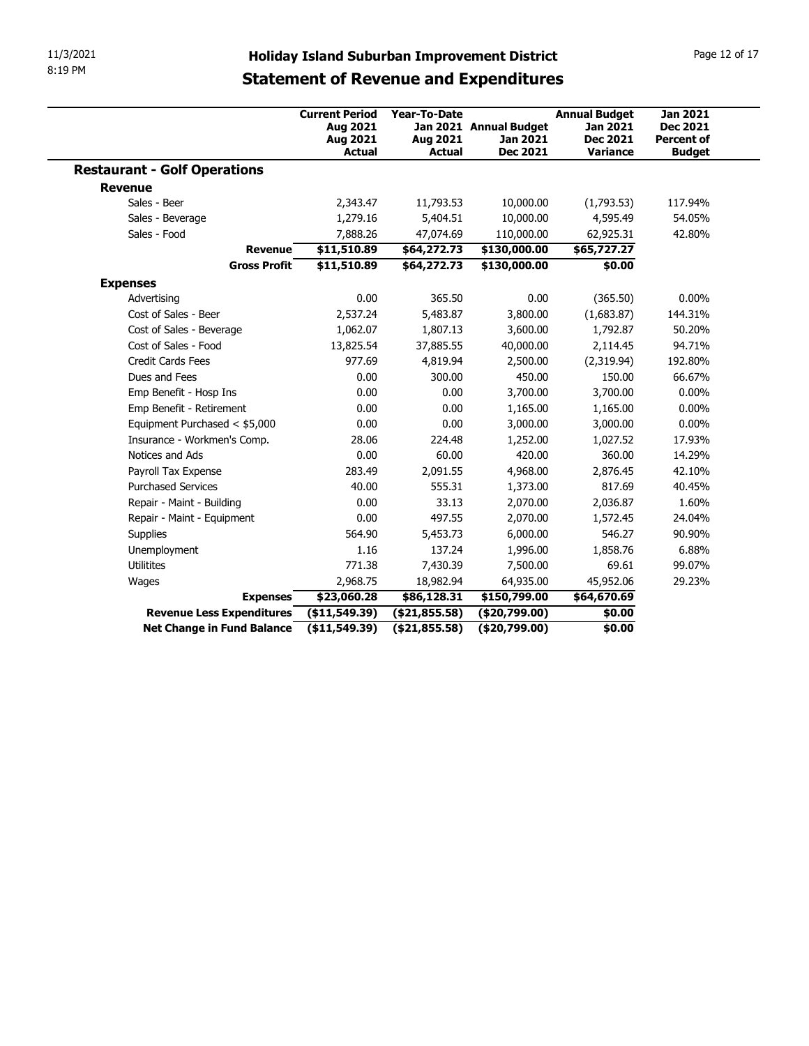# Holiday Island Suburban Improvement District

## Statement of Revenue and Expenditures

| | Current Period Aug 2021 Aug 2021 Actual | Year-To-Date Jan 2021 Aug 2021 Actual | Annual Budget Jan 2021 Dec 2021 | Annual Budget Jan 2021 Dec 2021 Variance | Jan 2021 Dec 2021 Percent of Budget |
|---|---|---|---|---|---|
| **Restaurant - Golf Operations** | | | | | |
| **Revenue** | | | | | |
| Sales - Beer | 2,343.47 | 11,793.53 | 10,000.00 | (1,793.53) | 117.94% |
| Sales - Beverage | 1,279.16 | 5,404.51 | 10,000.00 | 4,595.49 | 54.05% |
| Sales - Food | 7,888.26 | 47,074.69 | 110,000.00 | 62,925.31 | 42.80% |
| **Revenue** | **$11,510.89** | **$64,272.73** | **$130,000.00** | **$65,727.27** | |
| **Gross Profit** | **$11,510.89** | **$64,272.73** | **$130,000.00** | **$0.00** | |
| **Expenses** | | | | | |
| Advertising | 0.00 | 365.50 | 0.00 | (365.50) | 0.00% |
| Cost of Sales - Beer | 2,537.24 | 5,483.87 | 3,800.00 | (1,683.87) | 144.31% |
| Cost of Sales - Beverage | 1,062.07 | 1,807.13 | 3,600.00 | 1,792.87 | 50.20% |
| Cost of Sales - Food | 13,825.54 | 37,885.55 | 40,000.00 | 2,114.45 | 94.71% |
| Credit Cards Fees | 977.69 | 4,819.94 | 2,500.00 | (2,319.94) | 192.80% |
| Dues and Fees | 0.00 | 300.00 | 450.00 | 150.00 | 66.67% |
| Emp Benefit - Hosp Ins | 0.00 | 0.00 | 3,700.00 | 3,700.00 | 0.00% |
| Emp Benefit - Retirement | 0.00 | 0.00 | 1,165.00 | 1,165.00 | 0.00% |
| Equipment Purchased < $5,000 | 0.00 | 0.00 | 3,000.00 | 3,000.00 | 0.00% |
| Insurance - Workmen's Comp. | 28.06 | 224.48 | 1,252.00 | 1,027.52 | 17.93% |
| Notices and Ads | 0.00 | 60.00 | 420.00 | 360.00 | 14.29% |
| Payroll Tax Expense | 283.49 | 2,091.55 | 4,968.00 | 2,876.45 | 42.10% |
| Purchased Services | 40.00 | 555.31 | 1,373.00 | 817.69 | 40.45% |
| Repair - Maint - Building | 0.00 | 33.13 | 2,070.00 | 2,036.87 | 1.60% |
| Repair - Maint - Equipment | 0.00 | 497.55 | 2,070.00 | 1,572.45 | 24.04% |
| Supplies | 564.90 | 5,453.73 | 6,000.00 | 546.27 | 90.90% |
| Unemployment | 1.16 | 137.24 | 1,996.00 | 1,858.76 | 6.88% |
| Utilitites | 771.38 | 7,430.39 | 7,500.00 | 69.61 | 99.07% |
| Wages | 2,968.75 | 18,982.94 | 64,935.00 | 45,952.06 | 29.23% |
| **Expenses** | **$23,060.28** | **$86,128.31** | **$150,799.00** | **$64,670.69** | |
| **Revenue Less Expenditures** | **($11,549.39)** | **($21,855.58)** | **($20,799.00)** | **$0.00** | |
| **Net Change in Fund Balance** | **($11,549.39)** | **($21,855.58)** | **($20,799.00)** | **$0.00** | |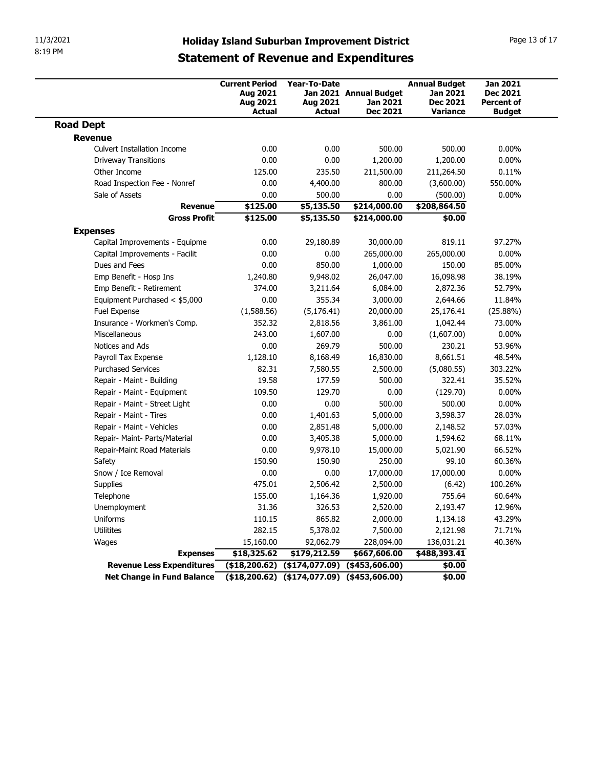# Holiday Island Suburban Improvement District

## Statement of Revenue and Expenditures

| | Current Period Aug 2021 Aug 2021 Actual | Year-To-Date Jan 2021 Aug 2021 Actual | Annual Budget Jan 2021 Dec 2021 | Annual Budget Jan 2021 Dec 2021 Variance | Jan 2021 Dec 2021 Percent of Budget |
|---|---|---|---|---|---|
| **Road Dept** | | | | | |
| **Revenue** | | | | | |
| Culvert Installation Income | 0.00 | 0.00 | 500.00 | 500.00 | 0.00% |
| Driveway Transitions | 0.00 | 0.00 | 1,200.00 | 1,200.00 | 0.00% |
| Other Income | 125.00 | 235.50 | 211,500.00 | 211,264.50 | 0.11% |
| Road Inspection Fee - Nonref | 0.00 | 4,400.00 | 800.00 | (3,600.00) | 550.00% |
| Sale of Assets | 0.00 | 500.00 | 0.00 | (500.00) | 0.00% |
| **Revenue** | **$125.00** | **$5,135.50** | **$214,000.00** | **$208,864.50** | |
| **Gross Profit** | **$125.00** | **$5,135.50** | **$214,000.00** | **$0.00** | |
| **Expenses** | | | | | |
| Capital Improvements - Equipme | 0.00 | 29,180.89 | 30,000.00 | 819.11 | 97.27% |
| Capital Improvements - Facilit | 0.00 | 0.00 | 265,000.00 | 265,000.00 | 0.00% |
| Dues and Fees | 0.00 | 850.00 | 1,000.00 | 150.00 | 85.00% |
| Emp Benefit - Hosp Ins | 1,240.80 | 9,948.02 | 26,047.00 | 16,098.98 | 38.19% |
| Emp Benefit - Retirement | 374.00 | 3,211.64 | 6,084.00 | 2,872.36 | 52.79% |
| Equipment Purchased < $5,000 | 0.00 | 355.34 | 3,000.00 | 2,644.66 | 11.84% |
| Fuel Expense | (1,588.56) | (5,176.41) | 20,000.00 | 25,176.41 | (25.88%) |
| Insurance - Workmen's Comp. | 352.32 | 2,818.56 | 3,861.00 | 1,042.44 | 73.00% |
| Miscellaneous | 243.00 | 1,607.00 | 0.00 | (1,607.00) | 0.00% |
| Notices and Ads | 0.00 | 269.79 | 500.00 | 230.21 | 53.96% |
| Payroll Tax Expense | 1,128.10 | 8,168.49 | 16,830.00 | 8,661.51 | 48.54% |
| Purchased Services | 82.31 | 7,580.55 | 2,500.00 | (5,080.55) | 303.22% |
| Repair - Maint - Building | 19.58 | 177.59 | 500.00 | 322.41 | 35.52% |
| Repair - Maint - Equipment | 109.50 | 129.70 | 0.00 | (129.70) | 0.00% |
| Repair - Maint - Street Light | 0.00 | 0.00 | 500.00 | 500.00 | 0.00% |
| Repair - Maint - Tires | 0.00 | 1,401.63 | 5,000.00 | 3,598.37 | 28.03% |
| Repair - Maint - Vehicles | 0.00 | 2,851.48 | 5,000.00 | 2,148.52 | 57.03% |
| Repair- Maint- Parts/Material | 0.00 | 3,405.38 | 5,000.00 | 1,594.62 | 68.11% |
| Repair-Maint Road Materials | 0.00 | 9,978.10 | 15,000.00 | 5,021.90 | 66.52% |
| Safety | 150.90 | 150.90 | 250.00 | 99.10 | 60.36% |
| Snow / Ice Removal | 0.00 | 0.00 | 17,000.00 | 17,000.00 | 0.00% |
| Supplies | 475.01 | 2,506.42 | 2,500.00 | (6.42) | 100.26% |
| Telephone | 155.00 | 1,164.36 | 1,920.00 | 755.64 | 60.64% |
| Unemployment | 31.36 | 326.53 | 2,520.00 | 2,193.47 | 12.96% |
| Uniforms | 110.15 | 865.82 | 2,000.00 | 1,134.18 | 43.29% |
| Utilitites | 282.15 | 5,378.02 | 7,500.00 | 2,121.98 | 71.71% |
| Wages | 15,160.00 | 92,062.79 | 228,094.00 | 136,031.21 | 40.36% |
| **Expenses** | **$18,325.62** | **$179,212.59** | **$667,606.00** | **$488,393.41** | |
| **Revenue Less Expenditures** | **($18,200.62)** | **($174,077.09)** | **($453,606.00)** | **$0.00** | |
| **Net Change in Fund Balance** | **($18,200.62)** | **($174,077.09)** | **($453,606.00)** | **$0.00** | |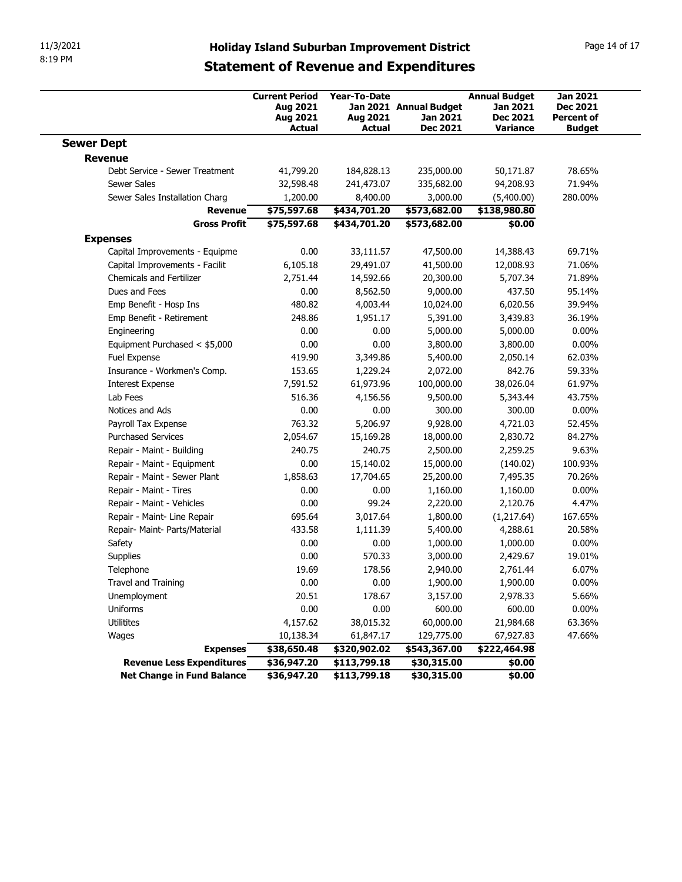# Holiday Island Suburban Improvement District

## Statement of Revenue and Expenditures

| | Current Period Aug 2021 Aug 2021 Actual | Year-To-Date Jan 2021 Aug 2021 Actual | Annual Budget Jan 2021 Dec 2021 | Annual Budget Jan 2021 Dec 2021 Variance | Jan 2021 Dec 2021 Percent of Budget |
|---|---|---|---|---|---|
| **Sewer Dept** | | | | | |
| **Revenue** | | | | | |
| Debt Service - Sewer Treatment | 41,799.20 | 184,828.13 | 235,000.00 | 50,171.87 | 78.65% |
| Sewer Sales | 32,598.48 | 241,473.07 | 335,682.00 | 94,208.93 | 71.94% |
| Sewer Sales Installation Charg | 1,200.00 | 8,400.00 | 3,000.00 | (5,400.00) | 280.00% |
| **Revenue** | **$75,597.68** | **$434,701.20** | **$573,682.00** | **$138,980.80** | |
| **Gross Profit** | **$75,597.68** | **$434,701.20** | **$573,682.00** | **$0.00** | |
| **Expenses** | | | | | |
| Capital Improvements - Equipme | 0.00 | 33,111.57 | 47,500.00 | 14,388.43 | 69.71% |
| Capital Improvements - Facilit | 6,105.18 | 29,491.07 | 41,500.00 | 12,008.93 | 71.06% |
| Chemicals and Fertilizer | 2,751.44 | 14,592.66 | 20,300.00 | 5,707.34 | 71.89% |
| Dues and Fees | 0.00 | 8,562.50 | 9,000.00 | 437.50 | 95.14% |
| Emp Benefit - Hosp Ins | 480.82 | 4,003.44 | 10,024.00 | 6,020.56 | 39.94% |
| Emp Benefit - Retirement | 248.86 | 1,951.17 | 5,391.00 | 3,439.83 | 36.19% |
| Engineering | 0.00 | 0.00 | 5,000.00 | 5,000.00 | 0.00% |
| Equipment Purchased < $5,000 | 0.00 | 0.00 | 3,800.00 | 3,800.00 | 0.00% |
| Fuel Expense | 419.90 | 3,349.86 | 5,400.00 | 2,050.14 | 62.03% |
| Insurance - Workmen's Comp. | 153.65 | 1,229.24 | 2,072.00 | 842.76 | 59.33% |
| Interest Expense | 7,591.52 | 61,973.96 | 100,000.00 | 38,026.04 | 61.97% |
| Lab Fees | 516.36 | 4,156.56 | 9,500.00 | 5,343.44 | 43.75% |
| Notices and Ads | 0.00 | 0.00 | 300.00 | 300.00 | 0.00% |
| Payroll Tax Expense | 763.32 | 5,206.97 | 9,928.00 | 4,721.03 | 52.45% |
| Purchased Services | 2,054.67 | 15,169.28 | 18,000.00 | 2,830.72 | 84.27% |
| Repair - Maint - Building | 240.75 | 240.75 | 2,500.00 | 2,259.25 | 9.63% |
| Repair - Maint - Equipment | 0.00 | 15,140.02 | 15,000.00 | (140.02) | 100.93% |
| Repair - Maint - Sewer Plant | 1,858.63 | 17,704.65 | 25,200.00 | 7,495.35 | 70.26% |
| Repair - Maint - Tires | 0.00 | 0.00 | 1,160.00 | 1,160.00 | 0.00% |
| Repair - Maint - Vehicles | 0.00 | 99.24 | 2,220.00 | 2,120.76 | 4.47% |
| Repair - Maint- Line Repair | 695.64 | 3,017.64 | 1,800.00 | (1,217.64) | 167.65% |
| Repair- Maint- Parts/Material | 433.58 | 1,111.39 | 5,400.00 | 4,288.61 | 20.58% |
| Safety | 0.00 | 0.00 | 1,000.00 | 1,000.00 | 0.00% |
| Supplies | 0.00 | 570.33 | 3,000.00 | 2,429.67 | 19.01% |
| Telephone | 19.69 | 178.56 | 2,940.00 | 2,761.44 | 6.07% |
| Travel and Training | 0.00 | 0.00 | 1,900.00 | 1,900.00 | 0.00% |
| Unemployment | 20.51 | 178.67 | 3,157.00 | 2,978.33 | 5.66% |
| Uniforms | 0.00 | 0.00 | 600.00 | 600.00 | 0.00% |
| Utilitites | 4,157.62 | 38,015.32 | 60,000.00 | 21,984.68 | 63.36% |
| Wages | 10,138.34 | 61,847.17 | 129,775.00 | 67,927.83 | 47.66% |
| **Expenses** | **$38,650.48** | **$320,902.02** | **$543,367.00** | **$222,464.98** | |
| **Revenue Less Expenditures** | **$36,947.20** | **$113,799.18** | **$30,315.00** | **$0.00** | |
| **Net Change in Fund Balance** | **$36,947.20** | **$113,799.18** | **$30,315.00** | **$0.00** | |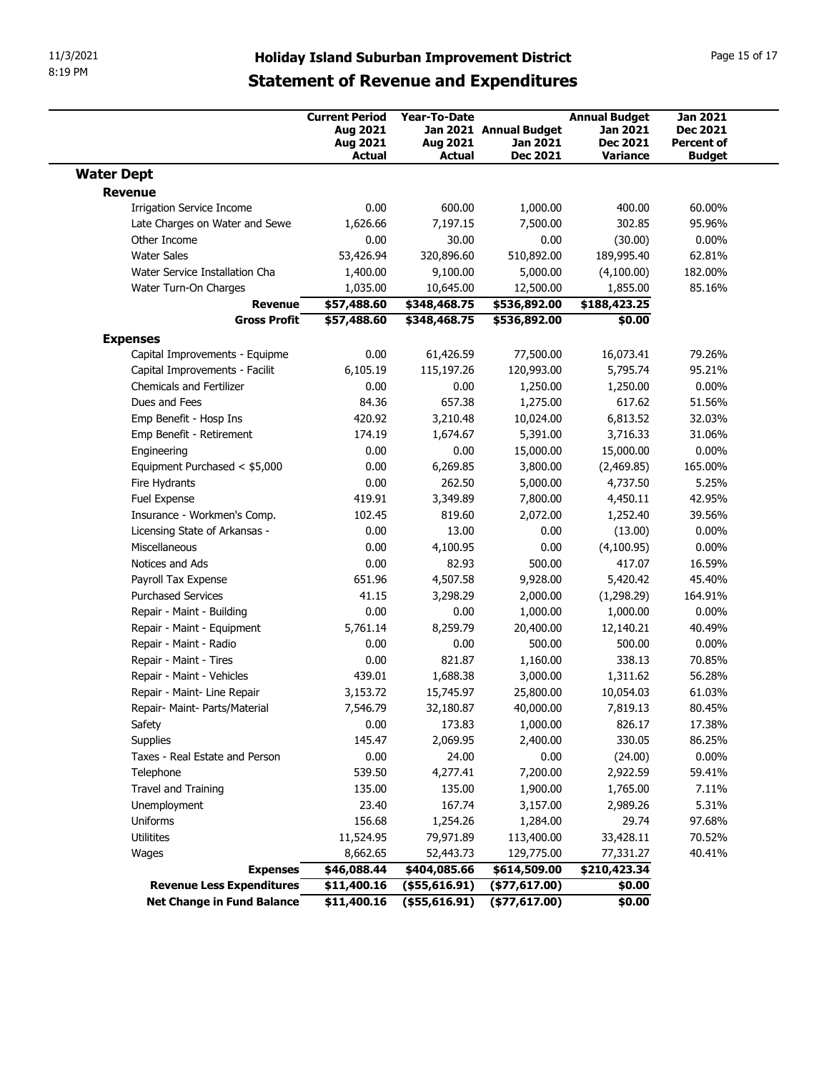# Holiday Island Suburban Improvement District

## Statement of Revenue and Expenditures

| | Current Period Aug 2021 Aug 2021 Actual | Year-To-Date Jan 2021 Aug 2021 Actual | Annual Budget Jan 2021 Dec 2021 | Annual Budget Jan 2021 Dec 2021 Variance | Jan 2021 Dec 2021 Percent of Budget |
|---|---|---|---|---|---|
| **Water Dept** | | | | | |
| **Revenue** | | | | | |
| Irrigation Service Income | 0.00 | 600.00 | 1,000.00 | 400.00 | 60.00% |
| Late Charges on Water and Sewe | 1,626.66 | 7,197.15 | 7,500.00 | 302.85 | 95.96% |
| Other Income | 0.00 | 30.00 | 0.00 | (30.00) | 0.00% |
| Water Sales | 53,426.94 | 320,896.60 | 510,892.00 | 189,995.40 | 62.81% |
| Water Service Installation Cha | 1,400.00 | 9,100.00 | 5,000.00 | (4,100.00) | 182.00% |
| Water Turn-On Charges | 1,035.00 | 10,645.00 | 12,500.00 | 1,855.00 | 85.16% |
| **Revenue** | **$57,488.60** | **$348,468.75** | **$536,892.00** | **$188,423.25** | |
| **Gross Profit** | **$57,488.60** | **$348,468.75** | **$536,892.00** | **$0.00** | |
| **Expenses** | | | | | |
| Capital Improvements - Equipme | 0.00 | 61,426.59 | 77,500.00 | 16,073.41 | 79.26% |
| Capital Improvements - Facilit | 6,105.19 | 115,197.26 | 120,993.00 | 5,795.74 | 95.21% |
| Chemicals and Fertilizer | 0.00 | 0.00 | 1,250.00 | 1,250.00 | 0.00% |
| Dues and Fees | 84.36 | 657.38 | 1,275.00 | 617.62 | 51.56% |
| Emp Benefit - Hosp Ins | 420.92 | 3,210.48 | 10,024.00 | 6,813.52 | 32.03% |
| Emp Benefit - Retirement | 174.19 | 1,674.67 | 5,391.00 | 3,716.33 | 31.06% |
| Engineering | 0.00 | 0.00 | 15,000.00 | 15,000.00 | 0.00% |
| Equipment Purchased < $5,000 | 0.00 | 6,269.85 | 3,800.00 | (2,469.85) | 165.00% |
| Fire Hydrants | 0.00 | 262.50 | 5,000.00 | 4,737.50 | 5.25% |
| Fuel Expense | 419.91 | 3,349.89 | 7,800.00 | 4,450.11 | 42.95% |
| Insurance - Workmen's Comp. | 102.45 | 819.60 | 2,072.00 | 1,252.40 | 39.56% |
| Licensing State of Arkansas - | 0.00 | 13.00 | 0.00 | (13.00) | 0.00% |
| Miscellaneous | 0.00 | 4,100.95 | 0.00 | (4,100.95) | 0.00% |
| Notices and Ads | 0.00 | 82.93 | 500.00 | 417.07 | 16.59% |
| Payroll Tax Expense | 651.96 | 4,507.58 | 9,928.00 | 5,420.42 | 45.40% |
| Purchased Services | 41.15 | 3,298.29 | 2,000.00 | (1,298.29) | 164.91% |
| Repair - Maint - Building | 0.00 | 0.00 | 1,000.00 | 1,000.00 | 0.00% |
| Repair - Maint - Equipment | 5,761.14 | 8,259.79 | 20,400.00 | 12,140.21 | 40.49% |
| Repair - Maint - Radio | 0.00 | 0.00 | 500.00 | 500.00 | 0.00% |
| Repair - Maint - Tires | 0.00 | 821.87 | 1,160.00 | 338.13 | 70.85% |
| Repair - Maint - Vehicles | 439.01 | 1,688.38 | 3,000.00 | 1,311.62 | 56.28% |
| Repair - Maint- Line Repair | 3,153.72 | 15,745.97 | 25,800.00 | 10,054.03 | 61.03% |
| Repair- Maint- Parts/Material | 7,546.79 | 32,180.87 | 40,000.00 | 7,819.13 | 80.45% |
| Safety | 0.00 | 173.83 | 1,000.00 | 826.17 | 17.38% |
| Supplies | 145.47 | 2,069.95 | 2,400.00 | 330.05 | 86.25% |
| Taxes - Real Estate and Person | 0.00 | 24.00 | 0.00 | (24.00) | 0.00% |
| Telephone | 539.50 | 4,277.41 | 7,200.00 | 2,922.59 | 59.41% |
| Travel and Training | 135.00 | 135.00 | 1,900.00 | 1,765.00 | 7.11% |
| Unemployment | 23.40 | 167.74 | 3,157.00 | 2,989.26 | 5.31% |
| Uniforms | 156.68 | 1,254.26 | 1,284.00 | 29.74 | 97.68% |
| Utilitites | 11,524.95 | 79,971.89 | 113,400.00 | 33,428.11 | 70.52% |
| Wages | 8,662.65 | 52,443.73 | 129,775.00 | 77,331.27 | 40.41% |
| **Expenses** | **$46,088.44** | **$404,085.66** | **$614,509.00** | **$210,423.34** | |
| **Revenue Less Expenditures** | **$11,400.16** | **($55,616.91)** | **($77,617.00)** | **$0.00** | |
| **Net Change in Fund Balance** | **$11,400.16** | **($55,616.91)** | **($77,617.00)** | **$0.00** | |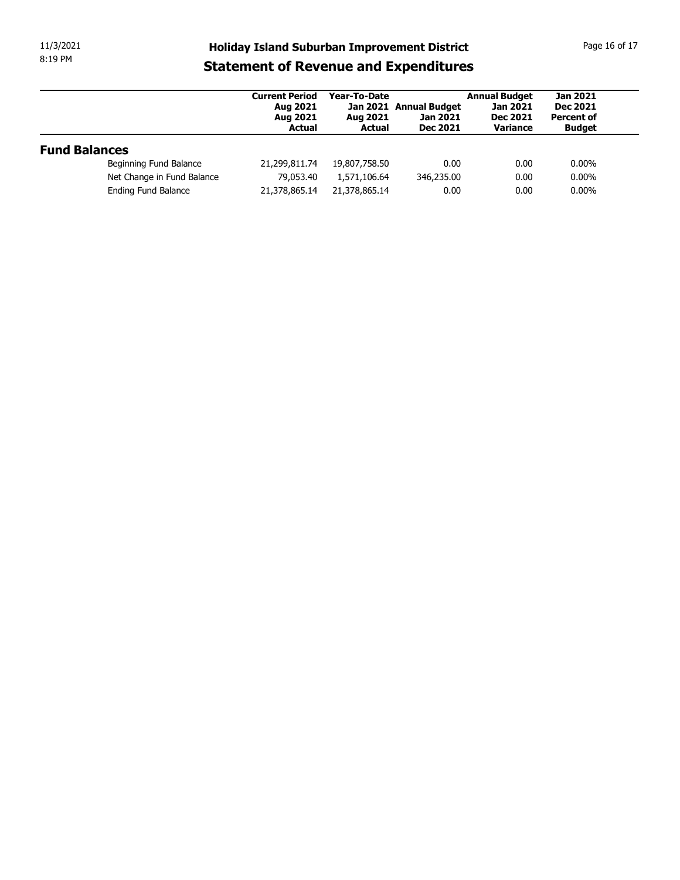# Holiday Island Suburban Improvement District

## Statement of Revenue and Expenditures

| | Current Period Aug 2021 Aug 2021 Actual | Year-To-Date Jan 2021 Aug 2021 Actual | Annual Budget Jan 2021 Dec 2021 | Annual Budget Jan 2021 Dec 2021 Variance | Jan 2021 Dec 2021 Percent of Budget |
|---|---|---|---|---|---|
| **Fund Balances** | | | | | |
| Beginning Fund Balance | 21,299,811.74 | 19,807,758.50 | 0.00 | 0.00 | 0.00% |
| Net Change in Fund Balance | 79,053.40 | 1,571,106.64 | 346,235.00 | 0.00 | 0.00% |
| Ending Fund Balance | 21,378,865.14 | 21,378,865.14 | 0.00 | 0.00 | 0.00% |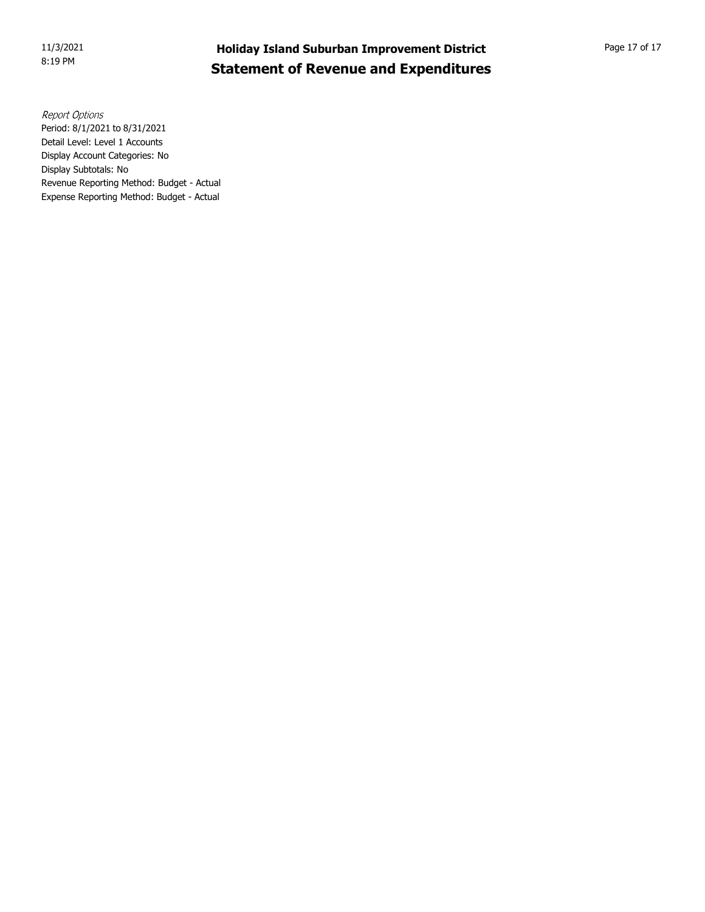*Report Options*

Period: 8/1/2021 to 8/31/2021

Detail Level: Level 1 Accounts

Display Account Categories: No

Display Subtotals: No

Revenue Reporting Method: Budget - Actual

Expense Reporting Method: Budget - Actual